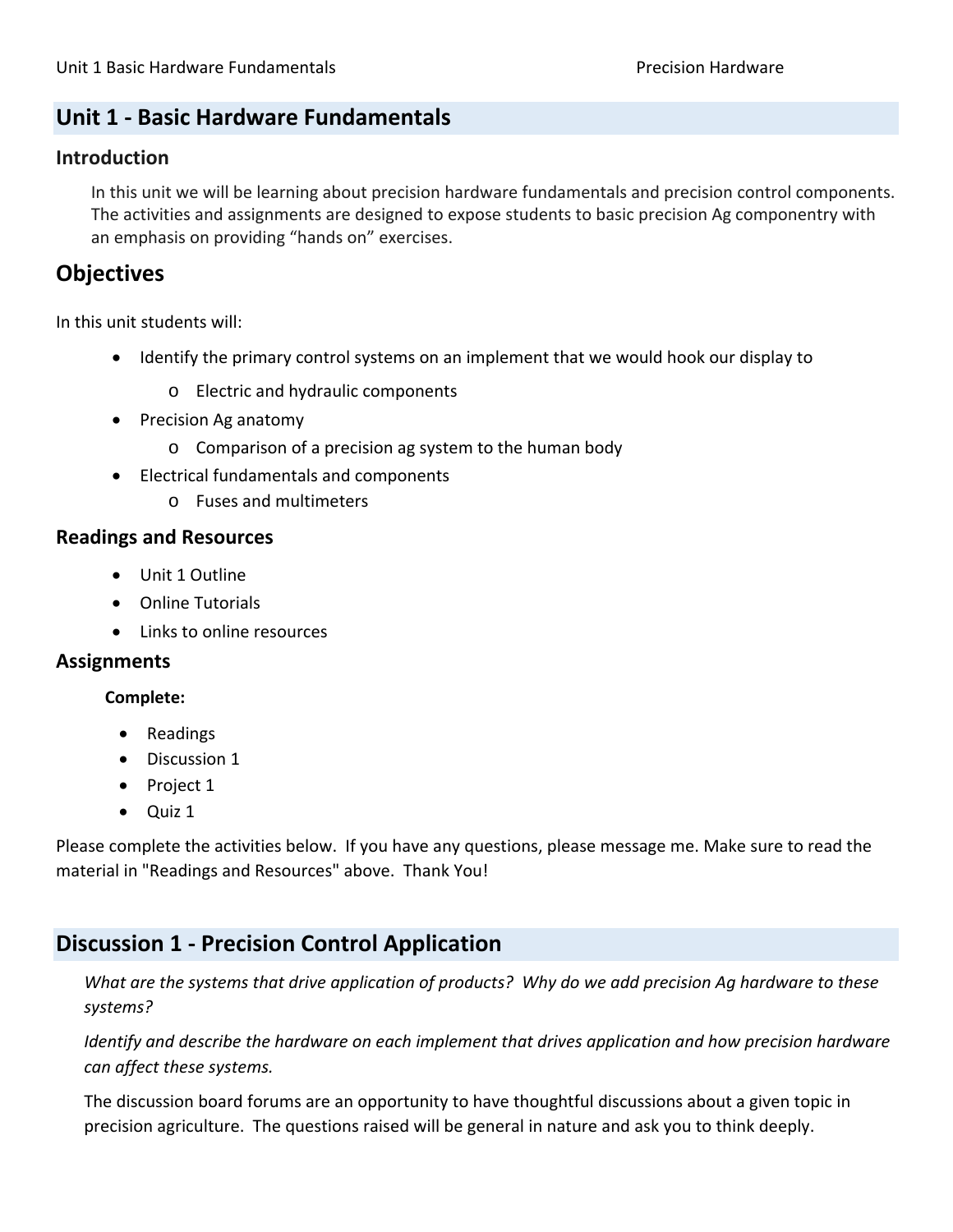## Unit 1 - Basic Hardware Fundamentals

### Introduction

In this unit we will be learning about precision hardware fundamentals and precision control components. The activities and assignments are designed to expose students to basic precision Ag componentry with an emphasis on providing "hands on" exercises.

## Objectives

In this unit students will:

- Identify the primary control systems on an implement that we would hook our display to
  - Electric and hydraulic components
- Precision Ag anatomy
  - Comparison of a precision ag system to the human body
- Electrical fundamentals and components
  - Fuses and multimeters

### Readings and Resources

- Unit 1 Outline
- Online Tutorials
- Links to online resources

### Assignments

**Complete:**

- Readings
- Discussion 1
- Project 1
- Quiz 1

Please complete the activities below. If you have any questions, please message me. Make sure to read the material in "Readings and Resources" above. Thank You!

## Discussion 1 - Precision Control Application

*What are the systems that drive application of products? Why do we add precision Ag hardware to these systems?*

*Identify and describe the hardware on each implement that drives application and how precision hardware can affect these systems.*

The discussion board forums are an opportunity to have thoughtful discussions about a given topic in precision agriculture. The questions raised will be general in nature and ask you to think deeply.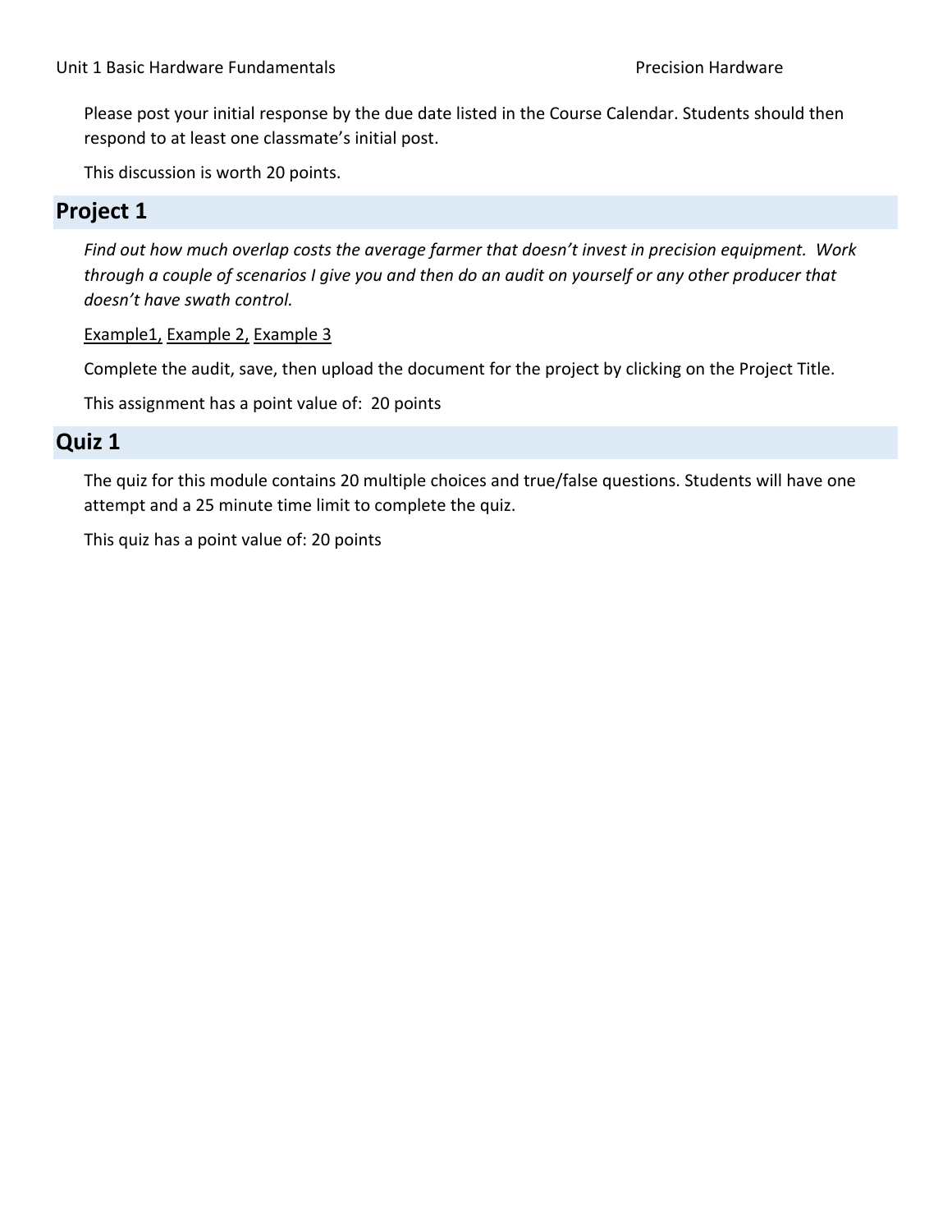Please post your initial response by the due date listed in the Course Calendar. Students should then respond to at least one classmate's initial post.

This discussion is worth 20 points.

## Project 1

*Find out how much overlap costs the average farmer that doesn't invest in precision equipment. Work through a couple of scenarios I give you and then do an audit on yourself or any other producer that doesn't have swath control.*

Example1, Example 2, Example 3

Complete the audit, save, then upload the document for the project by clicking on the Project Title.

This assignment has a point value of: 20 points

## Quiz 1

The quiz for this module contains 20 multiple choices and true/false questions. Students will have one attempt and a 25 minute time limit to complete the quiz.

This quiz has a point value of: 20 points